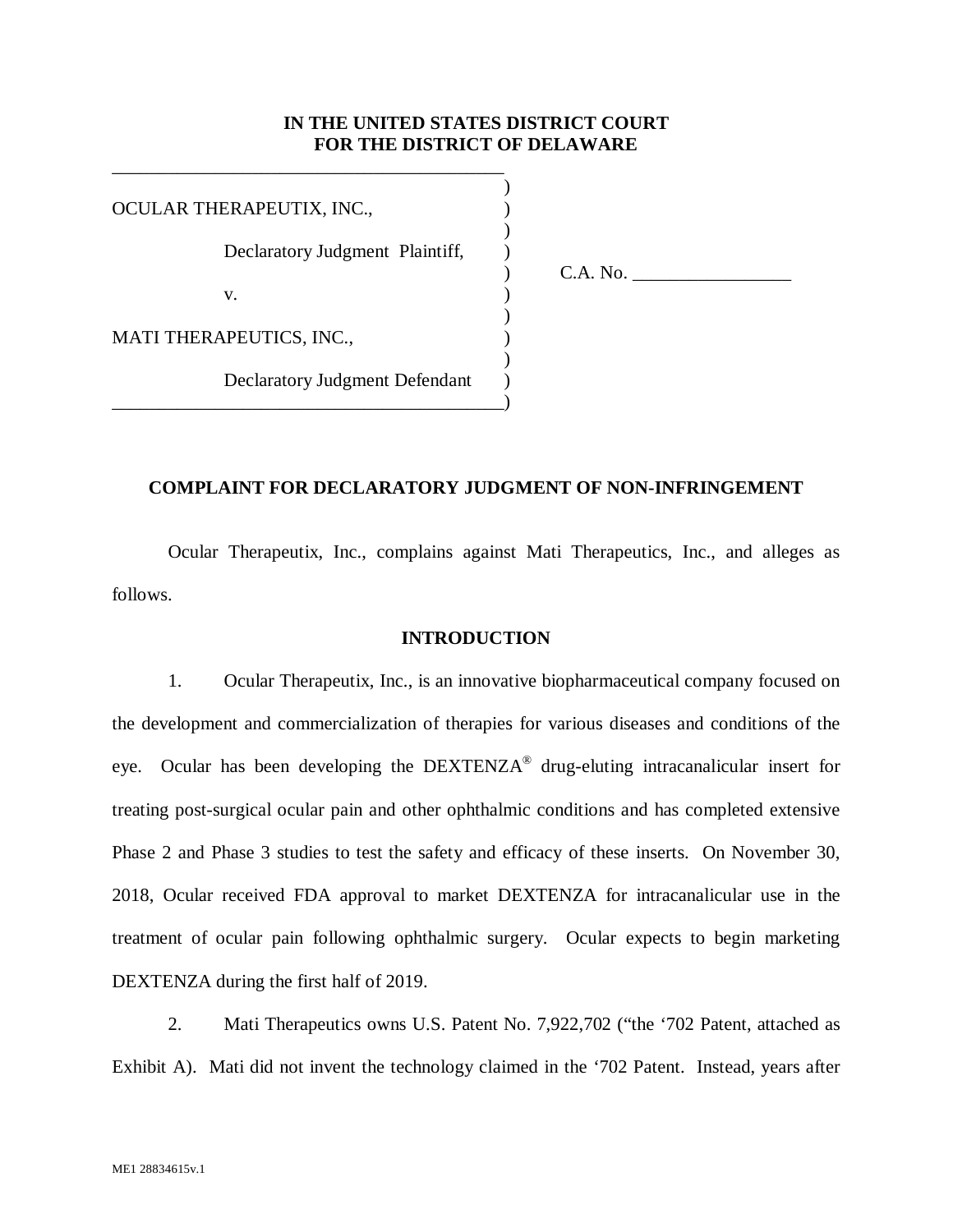**IN THE UNITED STATES DISTRICT COURT**
**FOR THE DISTRICT OF DELAWARE**

OCULAR THERAPEUTIX, INC.,

Declaratory Judgment Plaintiff,

v.

MATI THERAPEUTICS, INC.,

Declaratory Judgment Defendant

C.A. No. _________________

**COMPLAINT FOR DECLARATORY JUDGMENT OF NON-INFRINGEMENT**

Ocular Therapeutix, Inc., complains against Mati Therapeutics, Inc., and alleges as follows.

**INTRODUCTION**

1. Ocular Therapeutix, Inc., is an innovative biopharmaceutical company focused on the development and commercialization of therapies for various diseases and conditions of the eye. Ocular has been developing the DEXTENZA® drug-eluting intracanalicular insert for treating post-surgical ocular pain and other ophthalmic conditions and has completed extensive Phase 2 and Phase 3 studies to test the safety and efficacy of these inserts. On November 30, 2018, Ocular received FDA approval to market DEXTENZA for intracanalicular use in the treatment of ocular pain following ophthalmic surgery. Ocular expects to begin marketing DEXTENZA during the first half of 2019.

2. Mati Therapeutics owns U.S. Patent No. 7,922,702 ("the '702 Patent, attached as Exhibit A). Mati did not invent the technology claimed in the '702 Patent. Instead, years after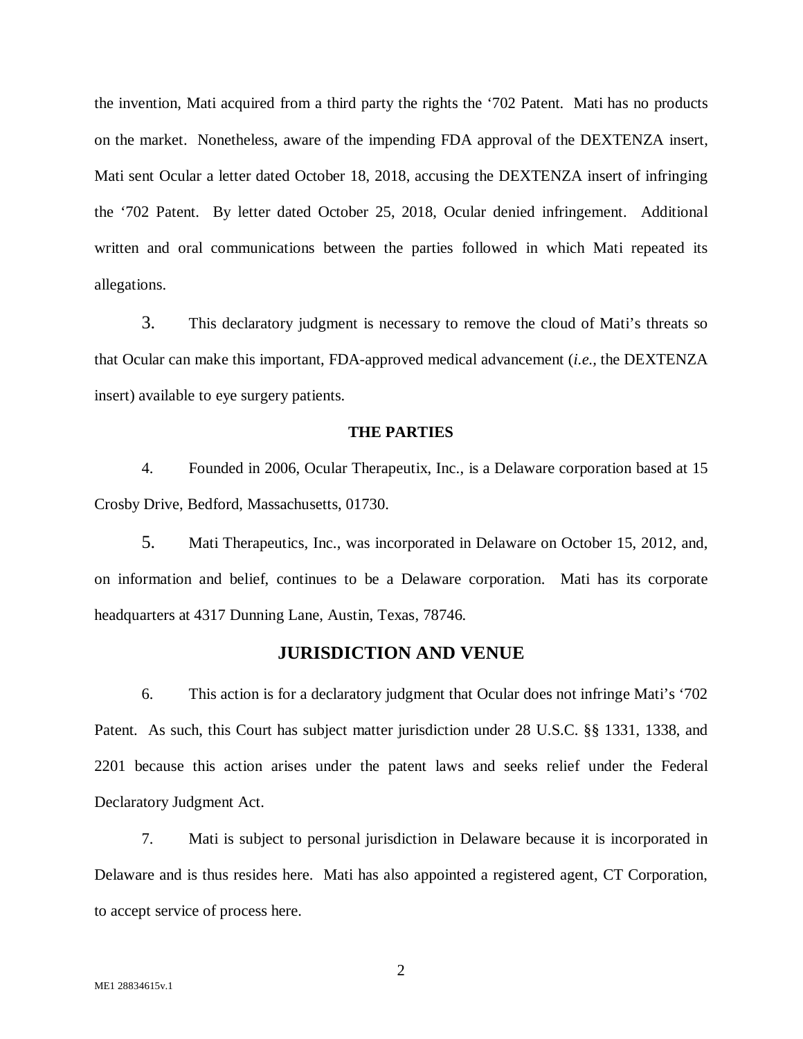the invention, Mati acquired from a third party the rights the '702 Patent. Mati has no products on the market. Nonetheless, aware of the impending FDA approval of the DEXTENZA insert, Mati sent Ocular a letter dated October 18, 2018, accusing the DEXTENZA insert of infringing the '702 Patent. By letter dated October 25, 2018, Ocular denied infringement. Additional written and oral communications between the parties followed in which Mati repeated its allegations.

3. This declaratory judgment is necessary to remove the cloud of Mati's threats so that Ocular can make this important, FDA-approved medical advancement (*i.e.*, the DEXTENZA insert) available to eye surgery patients.

**THE PARTIES**

4. Founded in 2006, Ocular Therapeutix, Inc., is a Delaware corporation based at 15 Crosby Drive, Bedford, Massachusetts, 01730.

5. Mati Therapeutics, Inc., was incorporated in Delaware on October 15, 2012, and, on information and belief, continues to be a Delaware corporation. Mati has its corporate headquarters at 4317 Dunning Lane, Austin, Texas, 78746.

## JURISDICTION AND VENUE

6. This action is for a declaratory judgment that Ocular does not infringe Mati's '702 Patent. As such, this Court has subject matter jurisdiction under 28 U.S.C. §§ 1331, 1338, and 2201 because this action arises under the patent laws and seeks relief under the Federal Declaratory Judgment Act.

7. Mati is subject to personal jurisdiction in Delaware because it is incorporated in Delaware and is thus resides here. Mati has also appointed a registered agent, CT Corporation, to accept service of process here.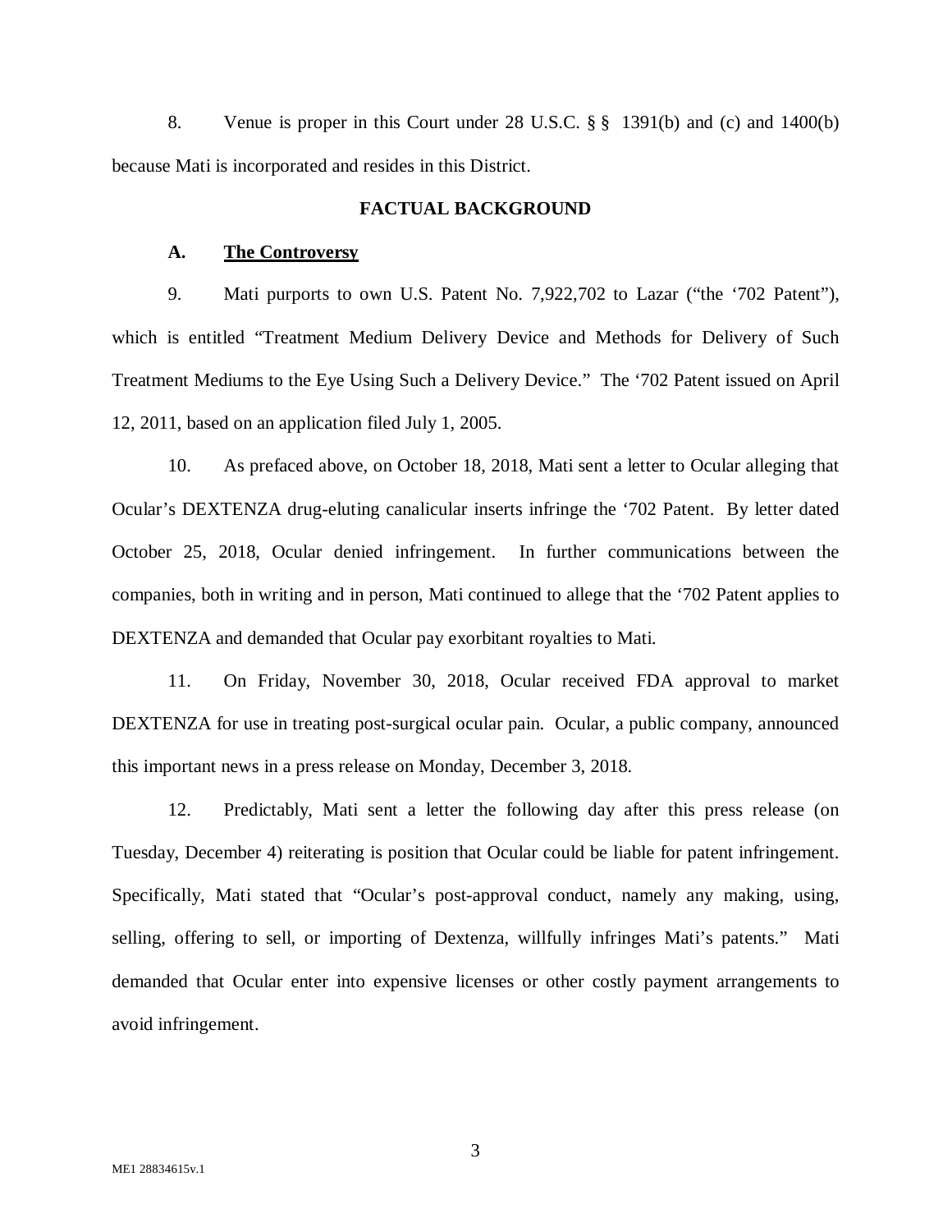8. Venue is proper in this Court under 28 U.S.C. § § 1391(b) and (c) and 1400(b) because Mati is incorporated and resides in this District.

## FACTUAL BACKGROUND

### A. The Controversy

9. Mati purports to own U.S. Patent No. 7,922,702 to Lazar ("the '702 Patent"), which is entitled "Treatment Medium Delivery Device and Methods for Delivery of Such Treatment Mediums to the Eye Using Such a Delivery Device." The '702 Patent issued on April 12, 2011, based on an application filed July 1, 2005.

10. As prefaced above, on October 18, 2018, Mati sent a letter to Ocular alleging that Ocular's DEXTENZA drug-eluting canalicular inserts infringe the '702 Patent. By letter dated October 25, 2018, Ocular denied infringement. In further communications between the companies, both in writing and in person, Mati continued to allege that the '702 Patent applies to DEXTENZA and demanded that Ocular pay exorbitant royalties to Mati.

11. On Friday, November 30, 2018, Ocular received FDA approval to market DEXTENZA for use in treating post-surgical ocular pain. Ocular, a public company, announced this important news in a press release on Monday, December 3, 2018.

12. Predictably, Mati sent a letter the following day after this press release (on Tuesday, December 4) reiterating is position that Ocular could be liable for patent infringement. Specifically, Mati stated that "Ocular's post-approval conduct, namely any making, using, selling, offering to sell, or importing of Dextenza, willfully infringes Mati's patents." Mati demanded that Ocular enter into expensive licenses or other costly payment arrangements to avoid infringement.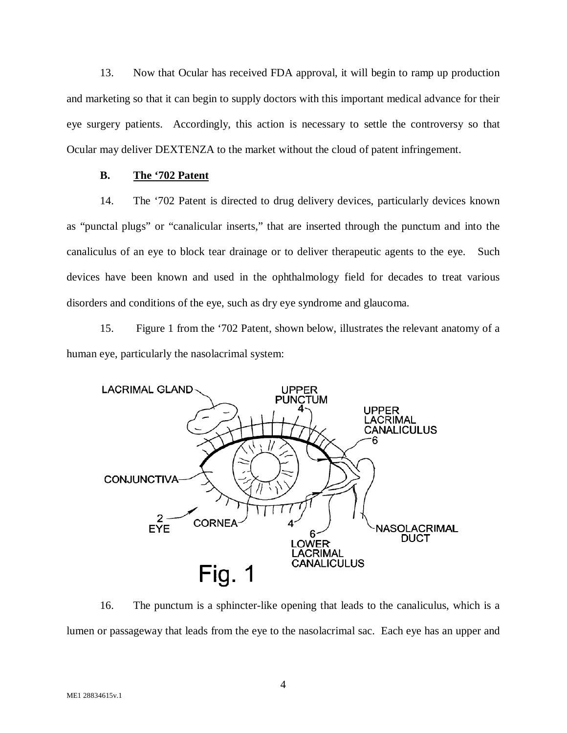13. Now that Ocular has received FDA approval, it will begin to ramp up production and marketing so that it can begin to supply doctors with this important medical advance for their eye surgery patients. Accordingly, this action is necessary to settle the controversy so that Ocular may deliver DEXTENZA to the market without the cloud of patent infringement.

**B. <u>The '702 Patent</u>**

14. The '702 Patent is directed to drug delivery devices, particularly devices known as "punctal plugs" or "canalicular inserts," that are inserted through the punctum and into the canaliculus of an eye to block tear drainage or to deliver therapeutic agents to the eye. Such devices have been known and used in the ophthalmology field for decades to treat various disorders and conditions of the eye, such as dry eye syndrome and glaucoma.

15. Figure 1 from the '702 Patent, shown below, illustrates the relevant anatomy of a human eye, particularly the nasolacrimal system:

LACRIMAL GLAND, UPPER PUNCTUM 4, UPPER LACRIMAL CANALICULUS 6, CONJUNCTIVA, 2 EYE, CORNEA, 4, 6 LOWER LACRIMAL CANALICULUS, NASOLACRIMAL DUCT

Fig. 1

16. The punctum is a sphincter-like opening that leads to the canaliculus, which is a lumen or passageway that leads from the eye to the nasolacrimal sac. Each eye has an upper and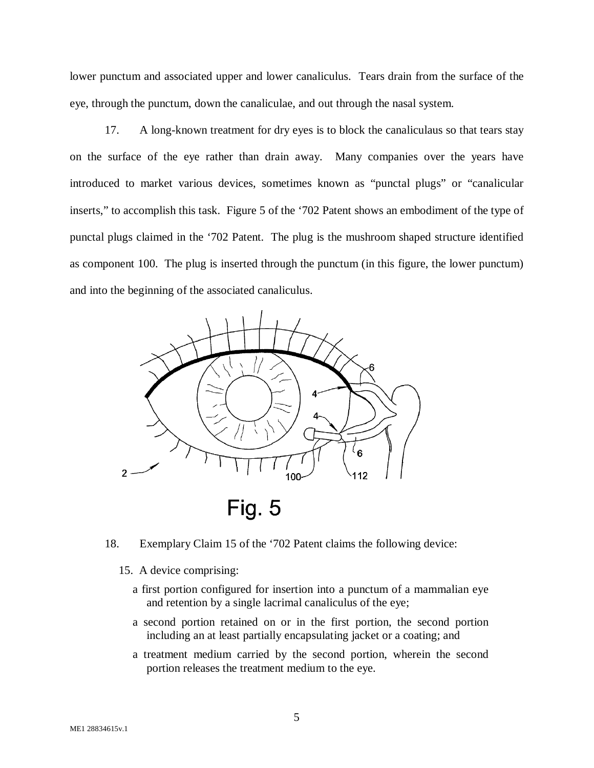lower punctum and associated upper and lower canaliculus. Tears drain from the surface of the eye, through the punctum, down the canaliculae, and out through the nasal system.

17. A long-known treatment for dry eyes is to block the canaliculaus so that tears stay on the surface of the eye rather than drain away. Many companies over the years have introduced to market various devices, sometimes known as "punctal plugs" or "canalicular inserts," to accomplish this task. Figure 5 of the '702 Patent shows an embodiment of the type of punctal plugs claimed in the '702 Patent. The plug is the mushroom shaped structure identified as component 100. The plug is inserted through the punctum (in this figure, the lower punctum) and into the beginning of the associated canaliculus.

Fig. 5

18. Exemplary Claim 15 of the '702 Patent claims the following device:

> 15. A device comprising:
>
> a first portion configured for insertion into a punctum of a mammalian eye and retention by a single lacrimal canaliculus of the eye;
>
> a second portion retained on or in the first portion, the second portion including an at least partially encapsulating jacket or a coating; and
>
> a treatment medium carried by the second portion, wherein the second portion releases the treatment medium to the eye.

ME1 28834615v.1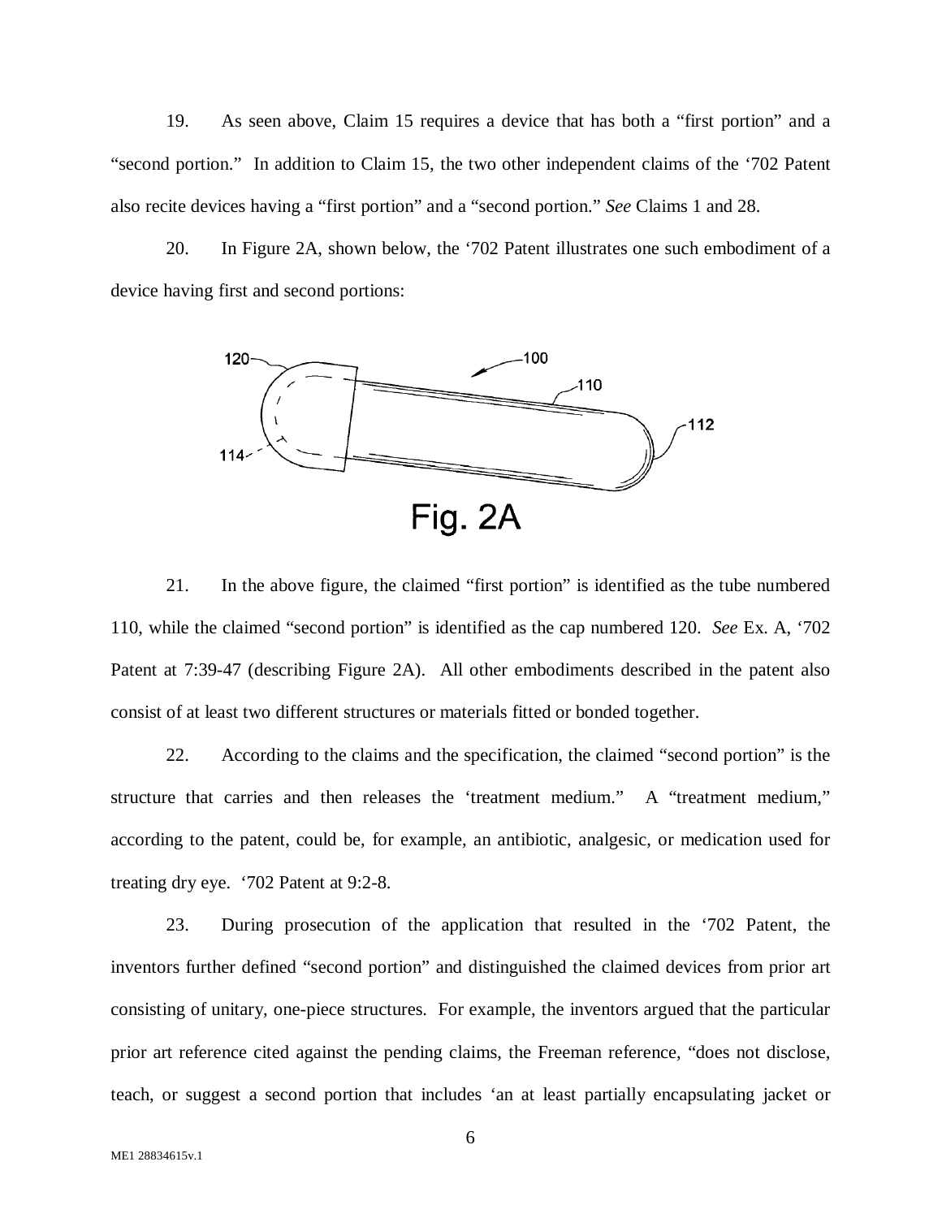19. As seen above, Claim 15 requires a device that has both a "first portion" and a "second portion." In addition to Claim 15, the two other independent claims of the '702 Patent also recite devices having a "first portion" and a "second portion." *See* Claims 1 and 28.

20. In Figure 2A, shown below, the '702 Patent illustrates one such embodiment of a device having first and second portions:

Fig. 2A

21. In the above figure, the claimed "first portion" is identified as the tube numbered 110, while the claimed "second portion" is identified as the cap numbered 120. *See* Ex. A, '702 Patent at 7:39-47 (describing Figure 2A). All other embodiments described in the patent also consist of at least two different structures or materials fitted or bonded together.

22. According to the claims and the specification, the claimed "second portion" is the structure that carries and then releases the 'treatment medium." A "treatment medium," according to the patent, could be, for example, an antibiotic, analgesic, or medication used for treating dry eye. '702 Patent at 9:2-8.

23. During prosecution of the application that resulted in the '702 Patent, the inventors further defined "second portion" and distinguished the claimed devices from prior art consisting of unitary, one-piece structures. For example, the inventors argued that the particular prior art reference cited against the pending claims, the Freeman reference, "does not disclose, teach, or suggest a second portion that includes 'an at least partially encapsulating jacket or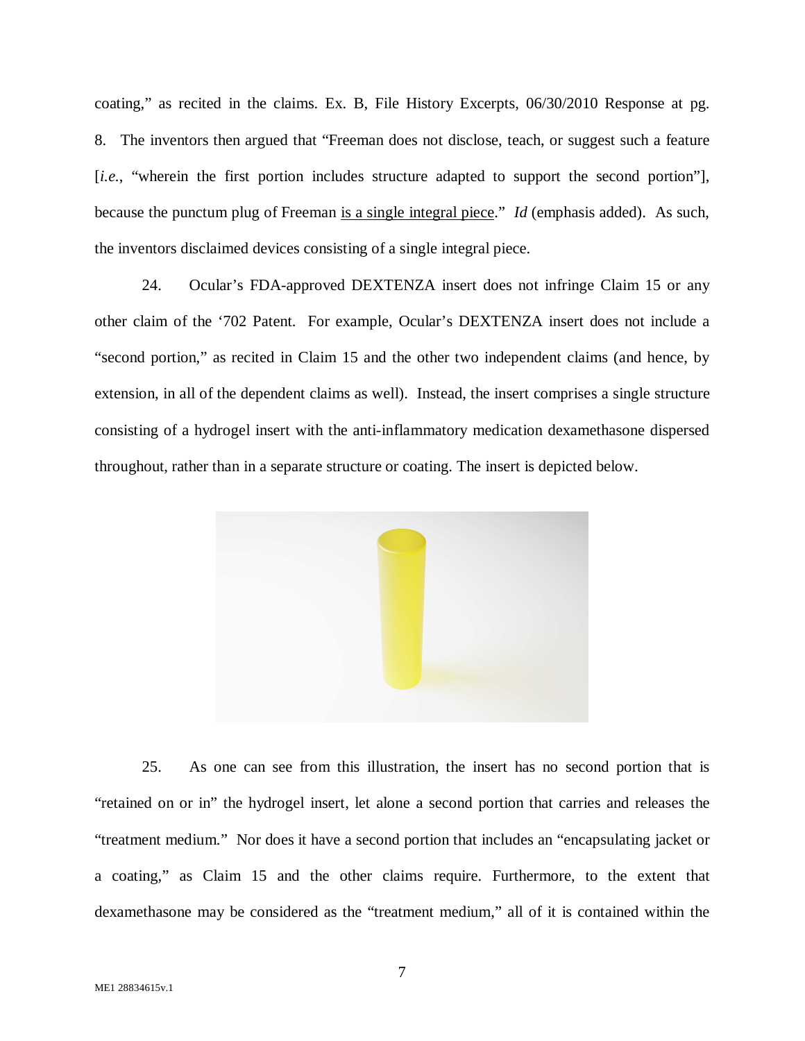coating," as recited in the claims. Ex. B, File History Excerpts, 06/30/2010 Response at pg. 8. The inventors then argued that "Freeman does not disclose, teach, or suggest such a feature [*i.e.*, "wherein the first portion includes structure adapted to support the second portion"], because the punctum plug of Freeman <u>is a single integral piece</u>." *Id* (emphasis added). As such, the inventors disclaimed devices consisting of a single integral piece.

24. Ocular's FDA-approved DEXTENZA insert does not infringe Claim 15 or any other claim of the '702 Patent. For example, Ocular's DEXTENZA insert does not include a "second portion," as recited in Claim 15 and the other two independent claims (and hence, by extension, in all of the dependent claims as well). Instead, the insert comprises a single structure consisting of a hydrogel insert with the anti-inflammatory medication dexamethasone dispersed throughout, rather than in a separate structure or coating. The insert is depicted below.

25. As one can see from this illustration, the insert has no second portion that is "retained on or in" the hydrogel insert, let alone a second portion that carries and releases the "treatment medium." Nor does it have a second portion that includes an "encapsulating jacket or a coating," as Claim 15 and the other claims require. Furthermore, to the extent that dexamethasone may be considered as the "treatment medium," all of it is contained within the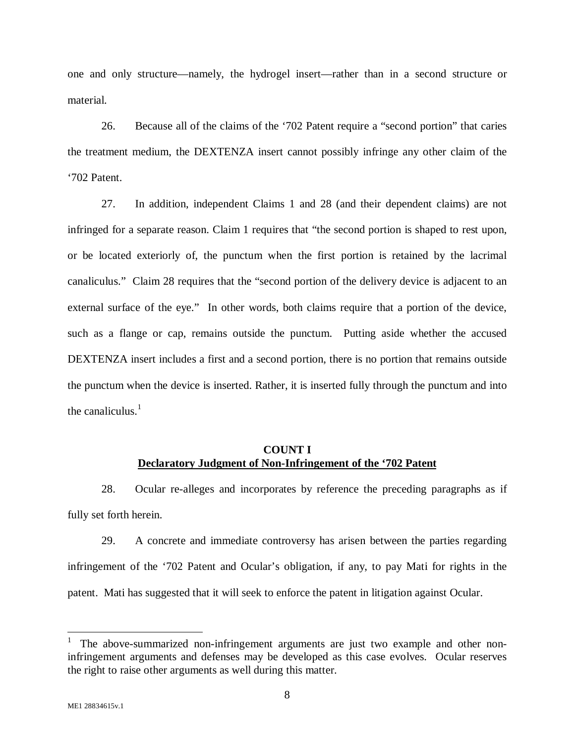one and only structure—namely, the hydrogel insert—rather than in a second structure or material.

26. Because all of the claims of the '702 Patent require a "second portion" that caries the treatment medium, the DEXTENZA insert cannot possibly infringe any other claim of the '702 Patent.

27. In addition, independent Claims 1 and 28 (and their dependent claims) are not infringed for a separate reason. Claim 1 requires that "the second portion is shaped to rest upon, or be located exteriorly of, the punctum when the first portion is retained by the lacrimal canaliculus." Claim 28 requires that the "second portion of the delivery device is adjacent to an external surface of the eye." In other words, both claims require that a portion of the device, such as a flange or cap, remains outside the punctum. Putting aside whether the accused DEXTENZA insert includes a first and a second portion, there is no portion that remains outside the punctum when the device is inserted. Rather, it is inserted fully through the punctum and into the canaliculus.[1]

**COUNT I**
**Declaratory Judgment of Non-Infringement of the '702 Patent**

28. Ocular re-alleges and incorporates by reference the preceding paragraphs as if fully set forth herein.

29. A concrete and immediate controversy has arisen between the parties regarding infringement of the '702 Patent and Ocular's obligation, if any, to pay Mati for rights in the patent. Mati has suggested that it will seek to enforce the patent in litigation against Ocular.

---

[1] The above-summarized non-infringement arguments are just two example and other non-infringement arguments and defenses may be developed as this case evolves. Ocular reserves the right to raise other arguments as well during this matter.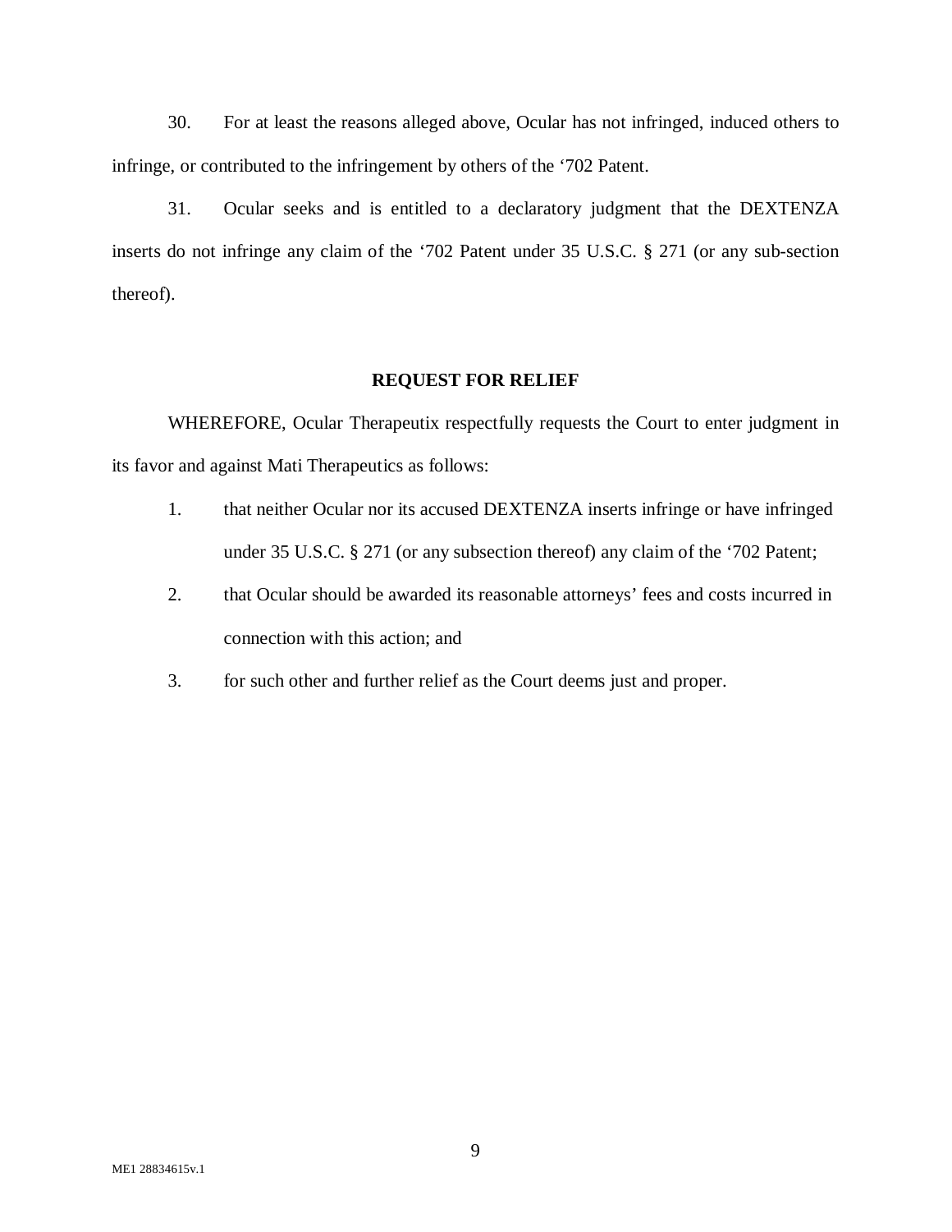30. For at least the reasons alleged above, Ocular has not infringed, induced others to infringe, or contributed to the infringement by others of the '702 Patent.

31. Ocular seeks and is entitled to a declaratory judgment that the DEXTENZA inserts do not infringe any claim of the '702 Patent under 35 U.S.C. § 271 (or any sub-section thereof).

**REQUEST FOR RELIEF**

WHEREFORE, Ocular Therapeutix respectfully requests the Court to enter judgment in its favor and against Mati Therapeutics as follows:

1. that neither Ocular nor its accused DEXTENZA inserts infringe or have infringed under 35 U.S.C. § 271 (or any subsection thereof) any claim of the '702 Patent;
2. that Ocular should be awarded its reasonable attorneys' fees and costs incurred in connection with this action; and
3. for such other and further relief as the Court deems just and proper.

ME1 28834615v.1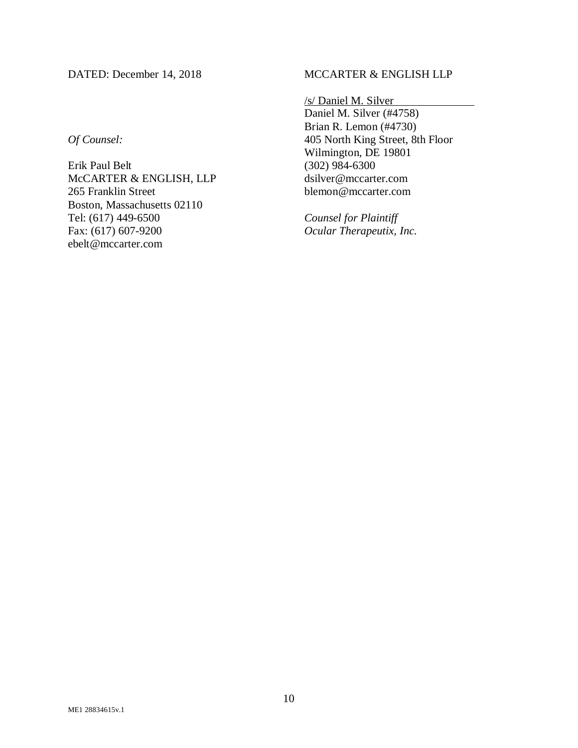DATED: December 14, 2018

MCCARTER & ENGLISH LLP

/s/ Daniel M. Silver
Daniel M. Silver (#4758)
Brian R. Lemon (#4730)
405 North King Street, 8th Floor
Wilmington, DE 19801
(302) 984-6300
dsilver@mccarter.com
blemon@mccarter.com

*Counsel for Plaintiff*
*Ocular Therapeutix, Inc.*

*Of Counsel:*

Erik Paul Belt
McCARTER & ENGLISH, LLP
265 Franklin Street
Boston, Massachusetts 02110
Tel: (617) 449-6500
Fax: (617) 607-9200
ebelt@mccarter.com

ME1 28834615v.1